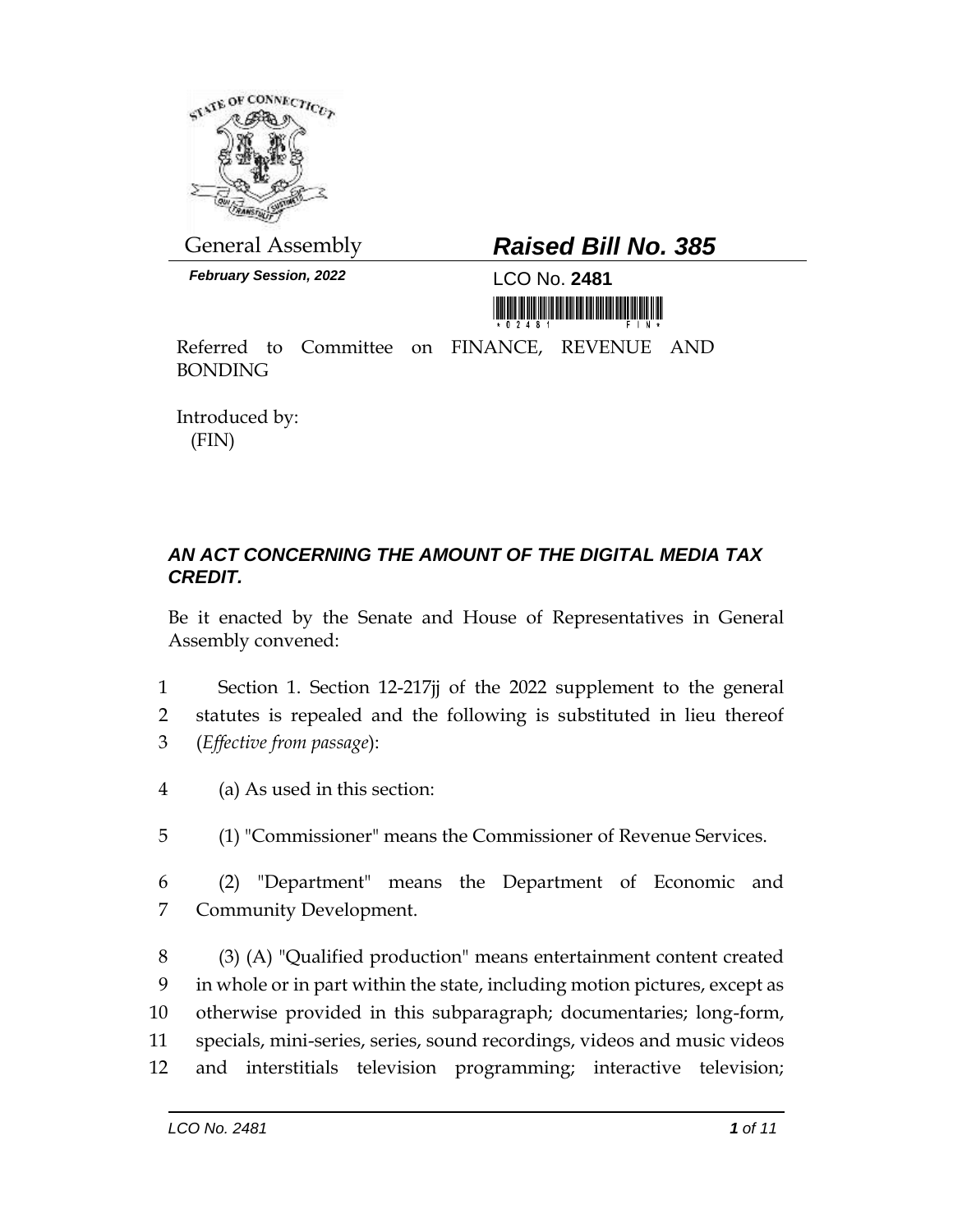General Assembly

*February Session, 2022*

# *Raised Bill No. 385*

LCO No. **2481**

Referred to Committee on FINANCE, REVENUE AND BONDING

Introduced by:
(FIN)

## *AN ACT CONCERNING THE AMOUNT OF THE DIGITAL MEDIA TAX CREDIT.*

Be it enacted by the Senate and House of Representatives in General Assembly convened:

1 Section 1. Section 12-217jj of the 2022 supplement to the general
2 statutes is repealed and the following is substituted in lieu thereof
3 (*Effective from passage*):

4 (a) As used in this section:

5 (1) "Commissioner" means the Commissioner of Revenue Services.

6 (2) "Department" means the Department of Economic and
7 Community Development.

8 (3) (A) "Qualified production" means entertainment content created
9 in whole or in part within the state, including motion pictures, except as
10 otherwise provided in this subparagraph; documentaries; long-form,
11 specials, mini-series, series, sound recordings, videos and music videos
12 and interstitials television programming; interactive television;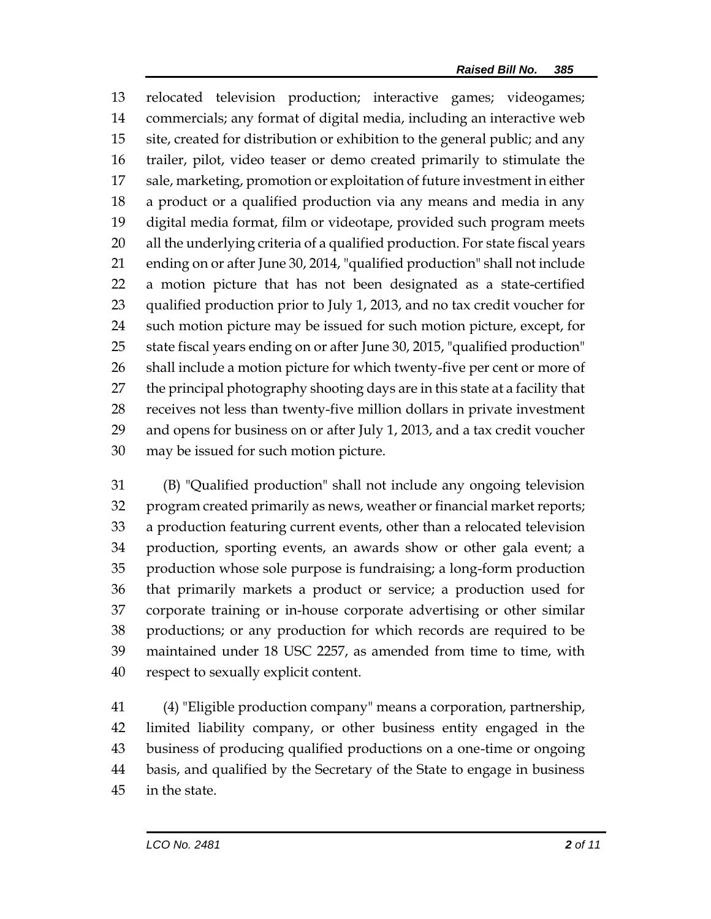relocated television production; interactive games; videogames; commercials; any format of digital media, including an interactive web site, created for distribution or exhibition to the general public; and any trailer, pilot, video teaser or demo created primarily to stimulate the sale, marketing, promotion or exploitation of future investment in either a product or a qualified production via any means and media in any digital media format, film or videotape, provided such program meets all the underlying criteria of a qualified production. For state fiscal years ending on or after June 30, 2014, "qualified production" shall not include a motion picture that has not been designated as a state-certified qualified production prior to July 1, 2013, and no tax credit voucher for such motion picture may be issued for such motion picture, except, for state fiscal years ending on or after June 30, 2015, "qualified production" shall include a motion picture for which twenty-five per cent or more of the principal photography shooting days are in this state at a facility that receives not less than twenty-five million dollars in private investment and opens for business on or after July 1, 2013, and a tax credit voucher may be issued for such motion picture.

(B) "Qualified production" shall not include any ongoing television program created primarily as news, weather or financial market reports; a production featuring current events, other than a relocated television production, sporting events, an awards show or other gala event; a production whose sole purpose is fundraising; a long-form production that primarily markets a product or service; a production used for corporate training or in-house corporate advertising or other similar productions; or any production for which records are required to be maintained under 18 USC 2257, as amended from time to time, with respect to sexually explicit content.

(4) "Eligible production company" means a corporation, partnership, limited liability company, or other business entity engaged in the business of producing qualified productions on a one-time or ongoing basis, and qualified by the Secretary of the State to engage in business in the state.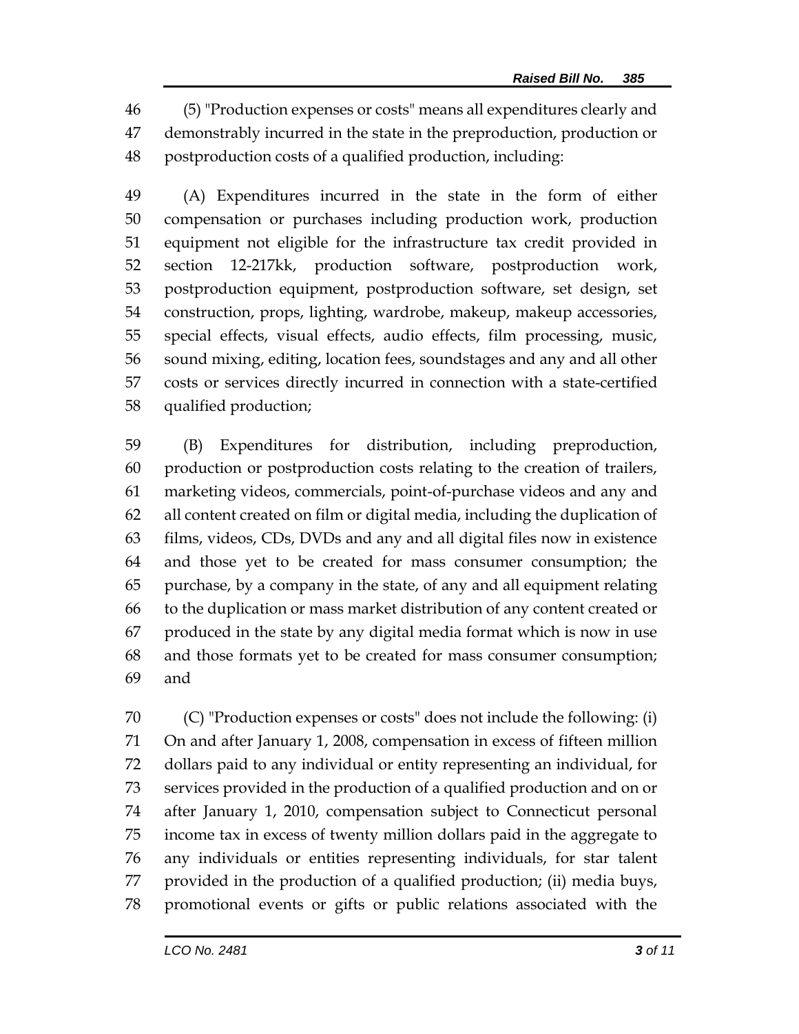(5) "Production expenses or costs" means all expenditures clearly and demonstrably incurred in the state in the preproduction, production or postproduction costs of a qualified production, including:

(A) Expenditures incurred in the state in the form of either compensation or purchases including production work, production equipment not eligible for the infrastructure tax credit provided in section 12-217kk, production software, postproduction work, postproduction equipment, postproduction software, set design, set construction, props, lighting, wardrobe, makeup, makeup accessories, special effects, visual effects, audio effects, film processing, music, sound mixing, editing, location fees, soundstages and any and all other costs or services directly incurred in connection with a state-certified qualified production;

(B) Expenditures for distribution, including preproduction, production or postproduction costs relating to the creation of trailers, marketing videos, commercials, point-of-purchase videos and any and all content created on film or digital media, including the duplication of films, videos, CDs, DVDs and any and all digital files now in existence and those yet to be created for mass consumer consumption; the purchase, by a company in the state, of any and all equipment relating to the duplication or mass market distribution of any content created or produced in the state by any digital media format which is now in use and those formats yet to be created for mass consumer consumption; and

(C) "Production expenses or costs" does not include the following: (i) On and after January 1, 2008, compensation in excess of fifteen million dollars paid to any individual or entity representing an individual, for services provided in the production of a qualified production and on or after January 1, 2010, compensation subject to Connecticut personal income tax in excess of twenty million dollars paid in the aggregate to any individuals or entities representing individuals, for star talent provided in the production of a qualified production; (ii) media buys, promotional events or gifts or public relations associated with the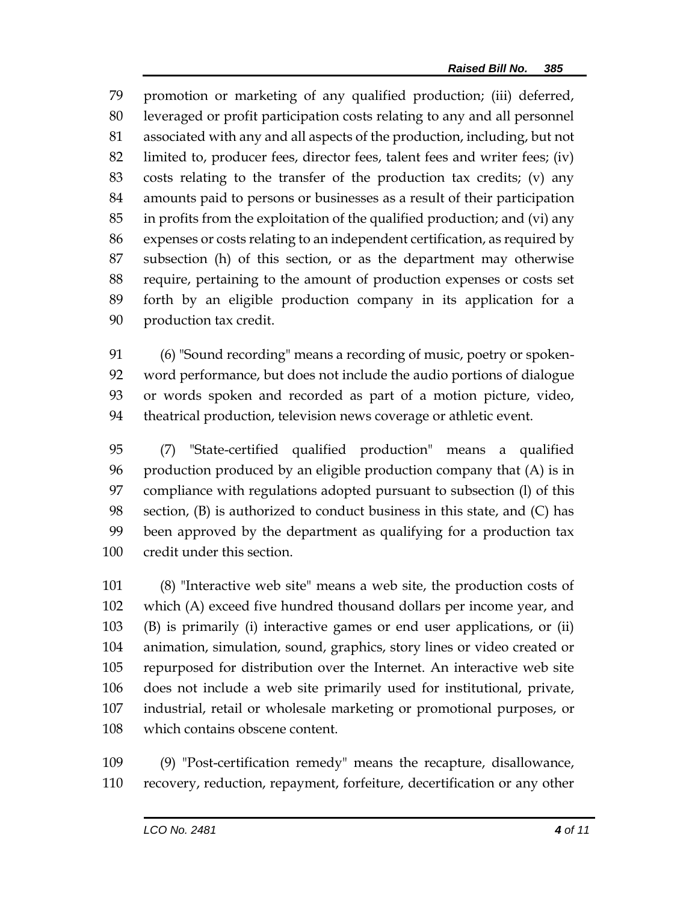promotion or marketing of any qualified production; (iii) deferred, leveraged or profit participation costs relating to any and all personnel associated with any and all aspects of the production, including, but not limited to, producer fees, director fees, talent fees and writer fees; (iv) costs relating to the transfer of the production tax credits; (v) any amounts paid to persons or businesses as a result of their participation in profits from the exploitation of the qualified production; and (vi) any expenses or costs relating to an independent certification, as required by subsection (h) of this section, or as the department may otherwise require, pertaining to the amount of production expenses or costs set forth by an eligible production company in its application for a production tax credit.

(6) "Sound recording" means a recording of music, poetry or spoken-word performance, but does not include the audio portions of dialogue or words spoken and recorded as part of a motion picture, video, theatrical production, television news coverage or athletic event.

(7) "State-certified qualified production" means a qualified production produced by an eligible production company that (A) is in compliance with regulations adopted pursuant to subsection (l) of this section, (B) is authorized to conduct business in this state, and (C) has been approved by the department as qualifying for a production tax credit under this section.

(8) "Interactive web site" means a web site, the production costs of which (A) exceed five hundred thousand dollars per income year, and (B) is primarily (i) interactive games or end user applications, or (ii) animation, simulation, sound, graphics, story lines or video created or repurposed for distribution over the Internet. An interactive web site does not include a web site primarily used for institutional, private, industrial, retail or wholesale marketing or promotional purposes, or which contains obscene content.

(9) "Post-certification remedy" means the recapture, disallowance, recovery, reduction, repayment, forfeiture, decertification or any other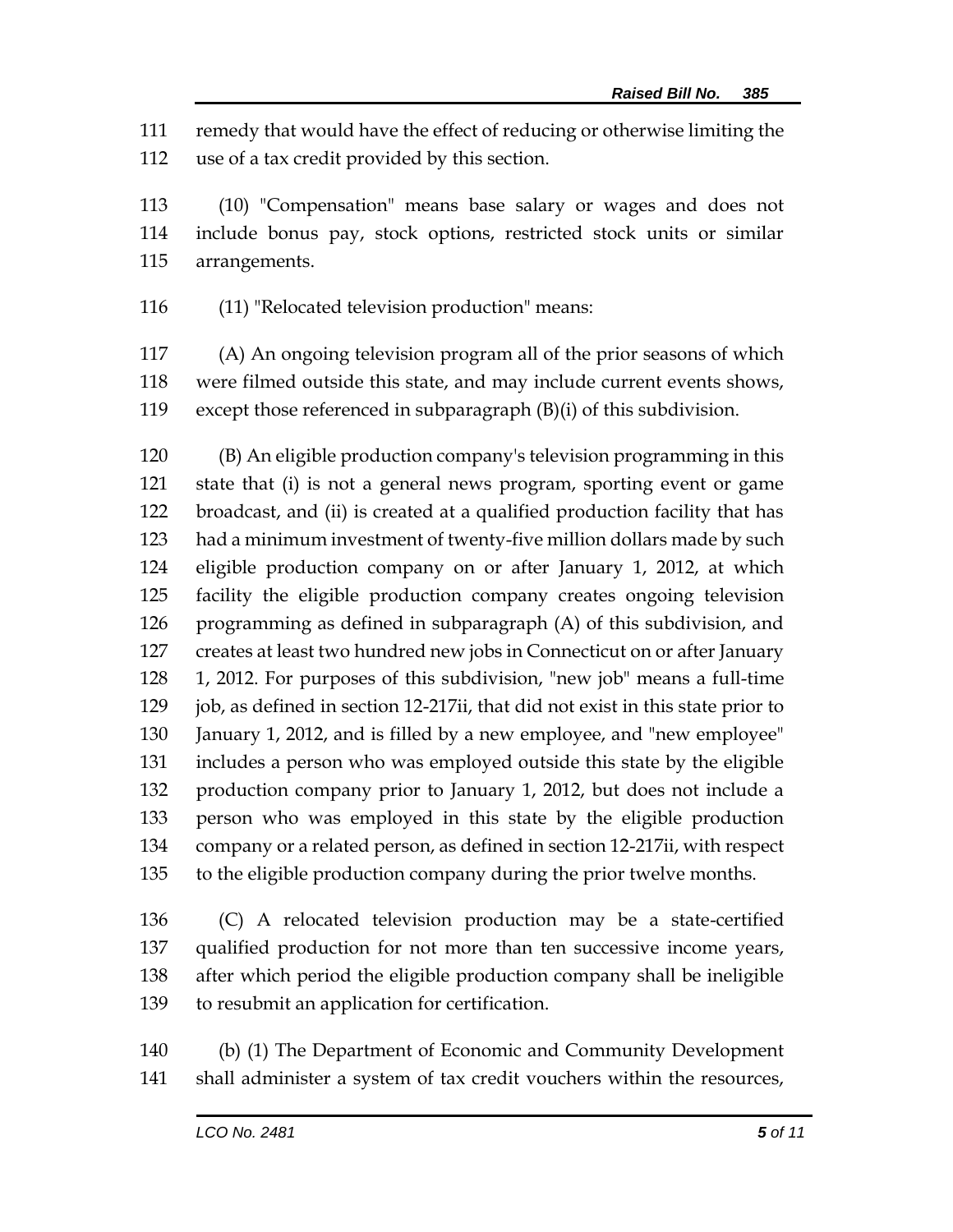remedy that would have the effect of reducing or otherwise limiting the use of a tax credit provided by this section.

(10) "Compensation" means base salary or wages and does not include bonus pay, stock options, restricted stock units or similar arrangements.

(11) "Relocated television production" means:

(A) An ongoing television program all of the prior seasons of which were filmed outside this state, and may include current events shows, except those referenced in subparagraph (B)(i) of this subdivision.

(B) An eligible production company's television programming in this state that (i) is not a general news program, sporting event or game broadcast, and (ii) is created at a qualified production facility that has had a minimum investment of twenty-five million dollars made by such eligible production company on or after January 1, 2012, at which facility the eligible production company creates ongoing television programming as defined in subparagraph (A) of this subdivision, and creates at least two hundred new jobs in Connecticut on or after January 1, 2012. For purposes of this subdivision, "new job" means a full-time job, as defined in section 12-217ii, that did not exist in this state prior to January 1, 2012, and is filled by a new employee, and "new employee" includes a person who was employed outside this state by the eligible production company prior to January 1, 2012, but does not include a person who was employed in this state by the eligible production company or a related person, as defined in section 12-217ii, with respect to the eligible production company during the prior twelve months.

(C) A relocated television production may be a state-certified qualified production for not more than ten successive income years, after which period the eligible production company shall be ineligible to resubmit an application for certification.

(b) (1) The Department of Economic and Community Development shall administer a system of tax credit vouchers within the resources,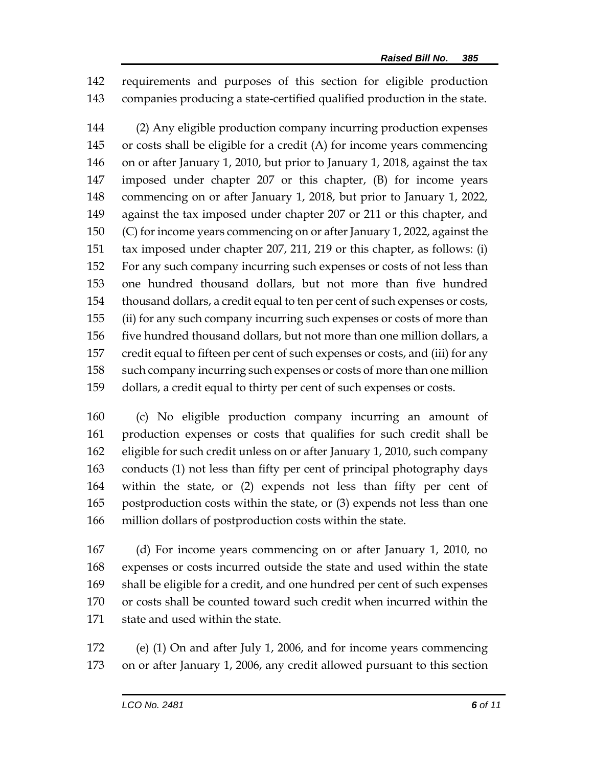requirements and purposes of this section for eligible production companies producing a state-certified qualified production in the state.

(2) Any eligible production company incurring production expenses or costs shall be eligible for a credit (A) for income years commencing on or after January 1, 2010, but prior to January 1, 2018, against the tax imposed under chapter 207 or this chapter, (B) for income years commencing on or after January 1, 2018, but prior to January 1, 2022, against the tax imposed under chapter 207 or 211 or this chapter, and (C) for income years commencing on or after January 1, 2022, against the tax imposed under chapter 207, 211, 219 or this chapter, as follows: (i) For any such company incurring such expenses or costs of not less than one hundred thousand dollars, but not more than five hundred thousand dollars, a credit equal to ten per cent of such expenses or costs, (ii) for any such company incurring such expenses or costs of more than five hundred thousand dollars, but not more than one million dollars, a credit equal to fifteen per cent of such expenses or costs, and (iii) for any such company incurring such expenses or costs of more than one million dollars, a credit equal to thirty per cent of such expenses or costs.

(c) No eligible production company incurring an amount of production expenses or costs that qualifies for such credit shall be eligible for such credit unless on or after January 1, 2010, such company conducts (1) not less than fifty per cent of principal photography days within the state, or (2) expends not less than fifty per cent of postproduction costs within the state, or (3) expends not less than one million dollars of postproduction costs within the state.

(d) For income years commencing on or after January 1, 2010, no expenses or costs incurred outside the state and used within the state shall be eligible for a credit, and one hundred per cent of such expenses or costs shall be counted toward such credit when incurred within the state and used within the state.

(e) (1) On and after July 1, 2006, and for income years commencing on or after January 1, 2006, any credit allowed pursuant to this section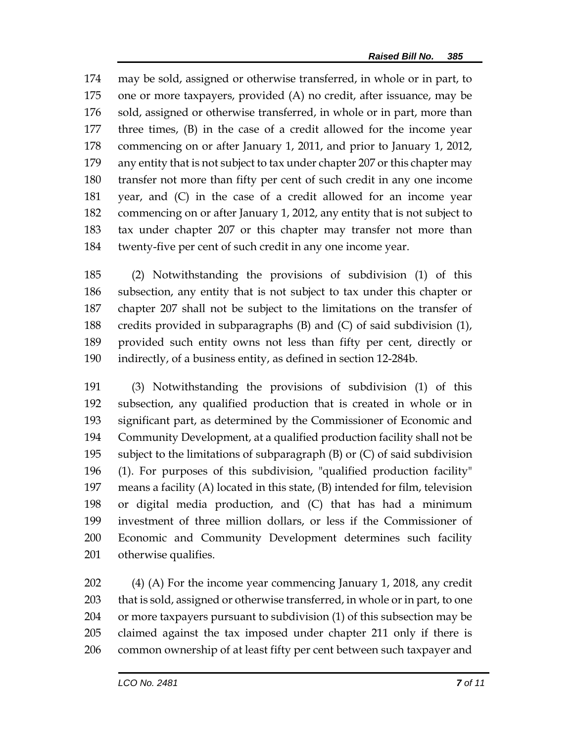174 may be sold, assigned or otherwise transferred, in whole or in part, to
175 one or more taxpayers, provided (A) no credit, after issuance, may be
176 sold, assigned or otherwise transferred, in whole or in part, more than
177 three times, (B) in the case of a credit allowed for the income year
178 commencing on or after January 1, 2011, and prior to January 1, 2012,
179 any entity that is not subject to tax under chapter 207 or this chapter may
180 transfer not more than fifty per cent of such credit in any one income
181 year, and (C) in the case of a credit allowed for an income year
182 commencing on or after January 1, 2012, any entity that is not subject to
183 tax under chapter 207 or this chapter may transfer not more than
184 twenty-five per cent of such credit in any one income year.

185 (2) Notwithstanding the provisions of subdivision (1) of this
186 subsection, any entity that is not subject to tax under this chapter or
187 chapter 207 shall not be subject to the limitations on the transfer of
188 credits provided in subparagraphs (B) and (C) of said subdivision (1),
189 provided such entity owns not less than fifty per cent, directly or
190 indirectly, of a business entity, as defined in section 12-284b.

191 (3) Notwithstanding the provisions of subdivision (1) of this
192 subsection, any qualified production that is created in whole or in
193 significant part, as determined by the Commissioner of Economic and
194 Community Development, at a qualified production facility shall not be
195 subject to the limitations of subparagraph (B) or (C) of said subdivision
196 (1). For purposes of this subdivision, "qualified production facility"
197 means a facility (A) located in this state, (B) intended for film, television
198 or digital media production, and (C) that has had a minimum
199 investment of three million dollars, or less if the Commissioner of
200 Economic and Community Development determines such facility
201 otherwise qualifies.

202 (4) (A) For the income year commencing January 1, 2018, any credit
203 that is sold, assigned or otherwise transferred, in whole or in part, to one
204 or more taxpayers pursuant to subdivision (1) of this subsection may be
205 claimed against the tax imposed under chapter 211 only if there is
206 common ownership of at least fifty per cent between such taxpayer and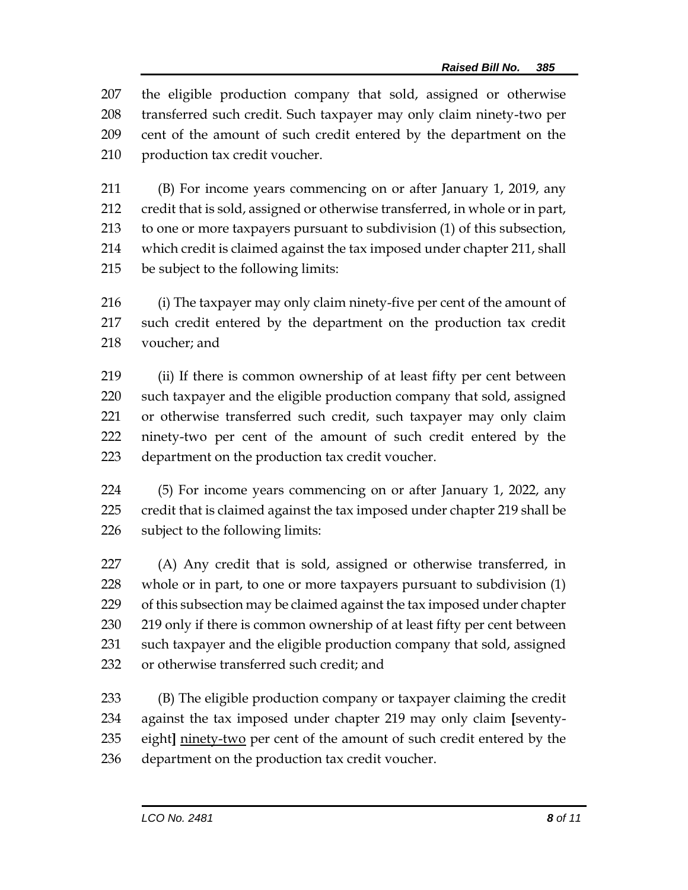207 the eligible production company that sold, assigned or otherwise
208 transferred such credit. Such taxpayer may only claim ninety-two per
209 cent of the amount of such credit entered by the department on the
210 production tax credit voucher.

211 (B) For income years commencing on or after January 1, 2019, any
212 credit that is sold, assigned or otherwise transferred, in whole or in part,
213 to one or more taxpayers pursuant to subdivision (1) of this subsection,
214 which credit is claimed against the tax imposed under chapter 211, shall
215 be subject to the following limits:

216 (i) The taxpayer may only claim ninety-five per cent of the amount of
217 such credit entered by the department on the production tax credit
218 voucher; and

219 (ii) If there is common ownership of at least fifty per cent between
220 such taxpayer and the eligible production company that sold, assigned
221 or otherwise transferred such credit, such taxpayer may only claim
222 ninety-two per cent of the amount of such credit entered by the
223 department on the production tax credit voucher.

224 (5) For income years commencing on or after January 1, 2022, any
225 credit that is claimed against the tax imposed under chapter 219 shall be
226 subject to the following limits:

227 (A) Any credit that is sold, assigned or otherwise transferred, in
228 whole or in part, to one or more taxpayers pursuant to subdivision (1)
229 of this subsection may be claimed against the tax imposed under chapter
230 219 only if there is common ownership of at least fifty per cent between
231 such taxpayer and the eligible production company that sold, assigned
232 or otherwise transferred such credit; and

233 (B) The eligible production company or taxpayer claiming the credit
234 against the tax imposed under chapter 219 may only claim **[**seventy-
235 eight**]** <u>ninety-two</u> per cent of the amount of such credit entered by the
236 department on the production tax credit voucher.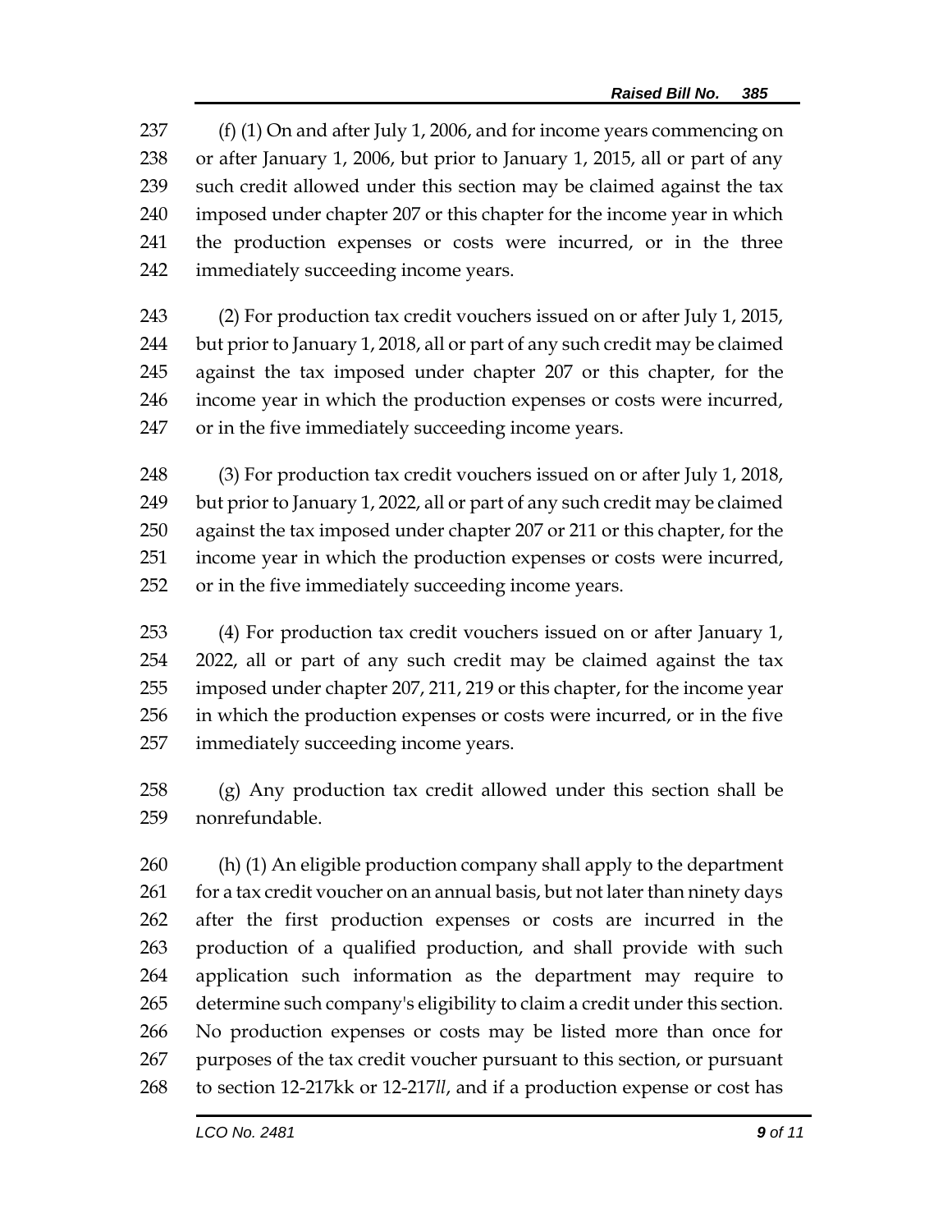(f) (1) On and after July 1, 2006, and for income years commencing on or after January 1, 2006, but prior to January 1, 2015, all or part of any such credit allowed under this section may be claimed against the tax imposed under chapter 207 or this chapter for the income year in which the production expenses or costs were incurred, or in the three immediately succeeding income years.

(2) For production tax credit vouchers issued on or after July 1, 2015, but prior to January 1, 2018, all or part of any such credit may be claimed against the tax imposed under chapter 207 or this chapter, for the income year in which the production expenses or costs were incurred, or in the five immediately succeeding income years.

(3) For production tax credit vouchers issued on or after July 1, 2018, but prior to January 1, 2022, all or part of any such credit may be claimed against the tax imposed under chapter 207 or 211 or this chapter, for the income year in which the production expenses or costs were incurred, or in the five immediately succeeding income years.

(4) For production tax credit vouchers issued on or after January 1, 2022, all or part of any such credit may be claimed against the tax imposed under chapter 207, 211, 219 or this chapter, for the income year in which the production expenses or costs were incurred, or in the five immediately succeeding income years.

(g) Any production tax credit allowed under this section shall be nonrefundable.

(h) (1) An eligible production company shall apply to the department for a tax credit voucher on an annual basis, but not later than ninety days after the first production expenses or costs are incurred in the production of a qualified production, and shall provide with such application such information as the department may require to determine such company's eligibility to claim a credit under this section. No production expenses or costs may be listed more than once for purposes of the tax credit voucher pursuant to this section, or pursuant to section 12-217kk or 12-217*ll*, and if a production expense or cost has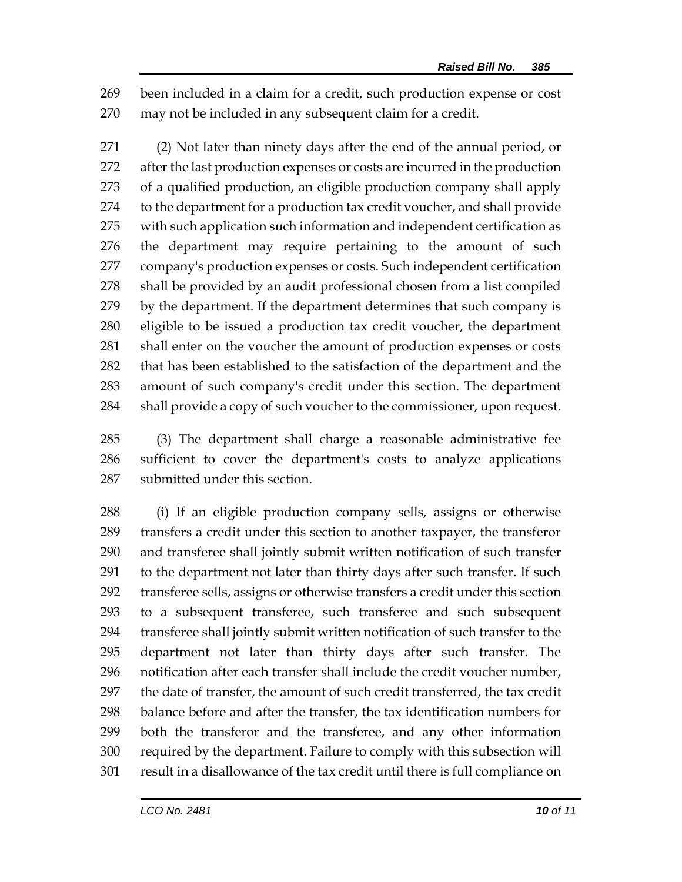been included in a claim for a credit, such production expense or cost may not be included in any subsequent claim for a credit.

(2) Not later than ninety days after the end of the annual period, or after the last production expenses or costs are incurred in the production of a qualified production, an eligible production company shall apply to the department for a production tax credit voucher, and shall provide with such application such information and independent certification as the department may require pertaining to the amount of such company's production expenses or costs. Such independent certification shall be provided by an audit professional chosen from a list compiled by the department. If the department determines that such company is eligible to be issued a production tax credit voucher, the department shall enter on the voucher the amount of production expenses or costs that has been established to the satisfaction of the department and the amount of such company's credit under this section. The department shall provide a copy of such voucher to the commissioner, upon request.

(3) The department shall charge a reasonable administrative fee sufficient to cover the department's costs to analyze applications submitted under this section.

(i) If an eligible production company sells, assigns or otherwise transfers a credit under this section to another taxpayer, the transferor and transferee shall jointly submit written notification of such transfer to the department not later than thirty days after such transfer. If such transferee sells, assigns or otherwise transfers a credit under this section to a subsequent transferee, such transferee and such subsequent transferee shall jointly submit written notification of such transfer to the department not later than thirty days after such transfer. The notification after each transfer shall include the credit voucher number, the date of transfer, the amount of such credit transferred, the tax credit balance before and after the transfer, the tax identification numbers for both the transferor and the transferee, and any other information required by the department. Failure to comply with this subsection will result in a disallowance of the tax credit until there is full compliance on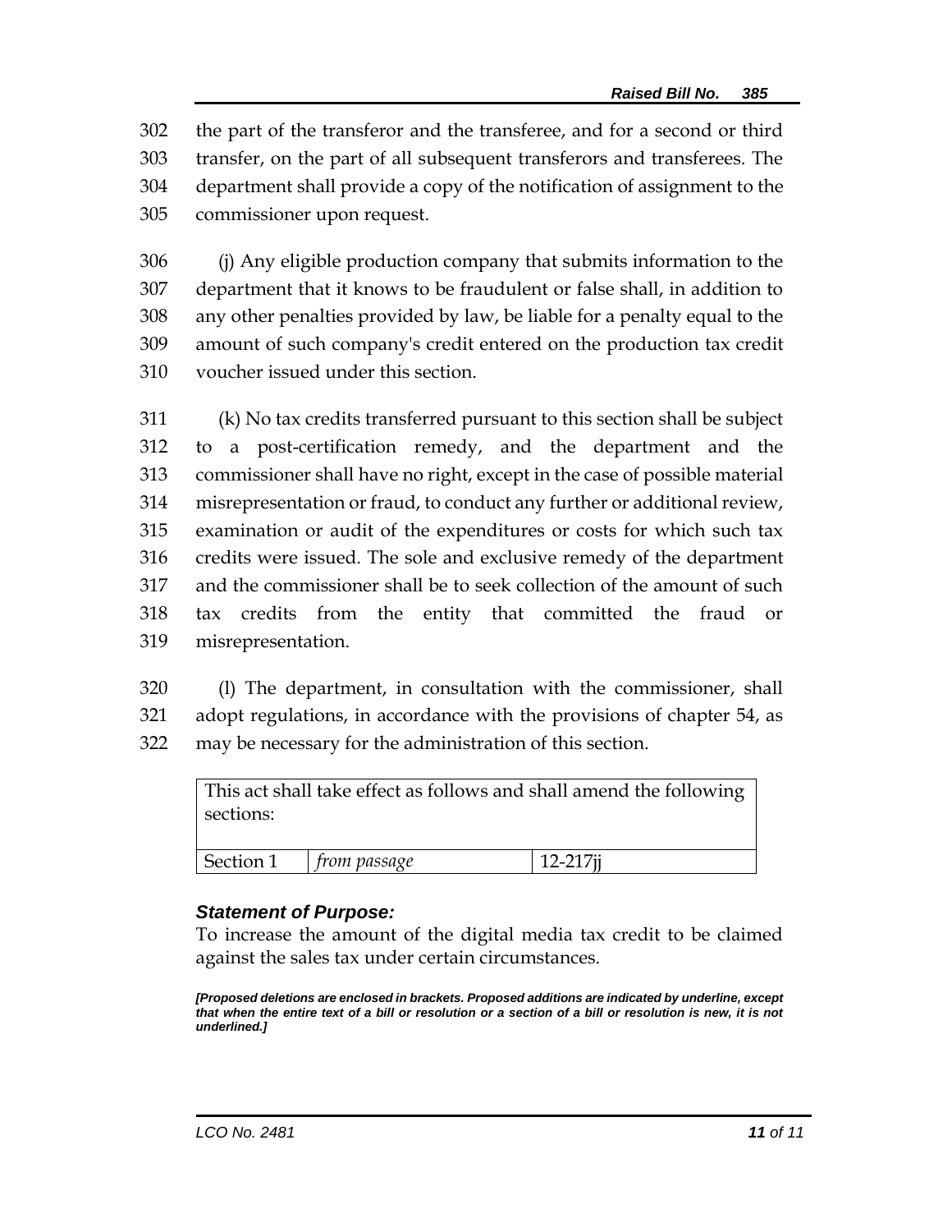302 the part of the transferor and the transferee, and for a second or third
303 transfer, on the part of all subsequent transferors and transferees. The
304 department shall provide a copy of the notification of assignment to the
305 commissioner upon request.

306 (j) Any eligible production company that submits information to the
307 department that it knows to be fraudulent or false shall, in addition to
308 any other penalties provided by law, be liable for a penalty equal to the
309 amount of such company's credit entered on the production tax credit
310 voucher issued under this section.

311 (k) No tax credits transferred pursuant to this section shall be subject
312 to a post-certification remedy, and the department and the
313 commissioner shall have no right, except in the case of possible material
314 misrepresentation or fraud, to conduct any further or additional review,
315 examination or audit of the expenditures or costs for which such tax
316 credits were issued. The sole and exclusive remedy of the department
317 and the commissioner shall be to seek collection of the amount of such
318 tax credits from the entity that committed the fraud or
319 misrepresentation.

320 (l) The department, in consultation with the commissioner, shall
321 adopt regulations, in accordance with the provisions of chapter 54, as
322 may be necessary for the administration of this section.

| This act shall take effect as follows and shall amend the following sections: | | |
|---|---|---|
| Section 1 | *from passage* | 12-217jj |

### *Statement of Purpose:*

To increase the amount of the digital media tax credit to be claimed against the sales tax under certain circumstances.

***[Proposed deletions are enclosed in brackets. Proposed additions are indicated by underline, except that when the entire text of a bill or resolution or a section of a bill or resolution is new, it is not underlined.]***